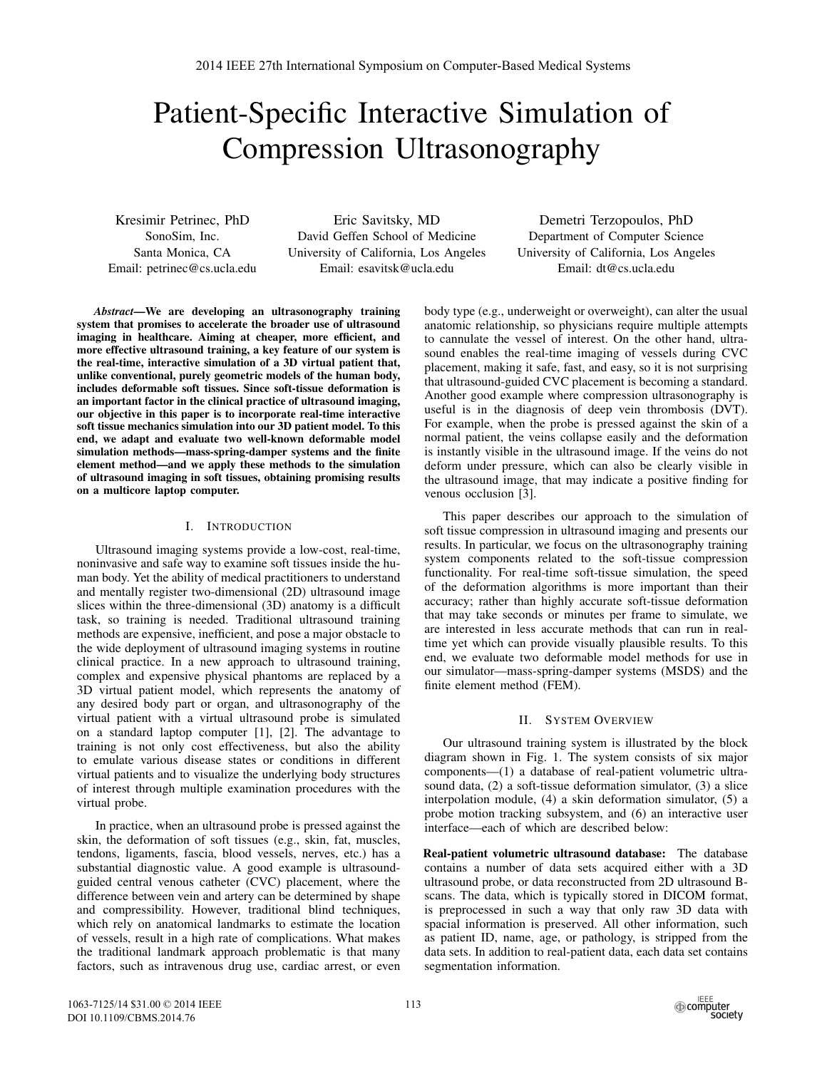# Patient-Specific Interactive Simulation of Compression Ultrasonography

Kresimir Petrinec, PhD
SonoSim, Inc.
Santa Monica, CA
Email: petrinec@cs.ucla.edu

Eric Savitsky, MD
David Geffen School of Medicine
University of California, Los Angeles
Email: esavitsk@ucla.edu

Demetri Terzopoulos, PhD
Department of Computer Science
University of California, Los Angeles
Email: dt@cs.ucla.edu

***Abstract*—We are developing an ultrasonography training system that promises to accelerate the broader use of ultrasound imaging in healthcare. Aiming at cheaper, more efficient, and more effective ultrasound training, a key feature of our system is the real-time, interactive simulation of a 3D virtual patient that, unlike conventional, purely geometric models of the human body, includes deformable soft tissues. Since soft-tissue deformation is an important factor in the clinical practice of ultrasound imaging, our objective in this paper is to incorporate real-time interactive soft tissue mechanics simulation into our 3D patient model. To this end, we adapt and evaluate two well-known deformable model simulation methods—mass-spring-damper systems and the finite element method—and we apply these methods to the simulation of ultrasound imaging in soft tissues, obtaining promising results on a multicore laptop computer.**

## I. Introduction

Ultrasound imaging systems provide a low-cost, real-time, noninvasive and safe way to examine soft tissues inside the human body. Yet the ability of medical practitioners to understand and mentally register two-dimensional (2D) ultrasound image slices within the three-dimensional (3D) anatomy is a difficult task, so training is needed. Traditional ultrasound training methods are expensive, inefficient, and pose a major obstacle to the wide deployment of ultrasound imaging systems in routine clinical practice. In a new approach to ultrasound training, complex and expensive physical phantoms are replaced by a 3D virtual patient model, which represents the anatomy of any desired body part or organ, and ultrasonography of the virtual patient with a virtual ultrasound probe is simulated on a standard laptop computer [1], [2]. The advantage to training is not only cost effectiveness, but also the ability to emulate various disease states or conditions in different virtual patients and to visualize the underlying body structures of interest through multiple examination procedures with the virtual probe.

In practice, when an ultrasound probe is pressed against the skin, the deformation of soft tissues (e.g., skin, fat, muscles, tendons, ligaments, fascia, blood vessels, nerves, etc.) has a substantial diagnostic value. A good example is ultrasound-guided central venous catheter (CVC) placement, where the difference between vein and artery can be determined by shape and compressibility. However, traditional blind techniques, which rely on anatomical landmarks to estimate the location of vessels, result in a high rate of complications. What makes the traditional landmark approach problematic is that many factors, such as intravenous drug use, cardiac arrest, or even body type (e.g., underweight or overweight), can alter the usual anatomic relationship, so physicians require multiple attempts to cannulate the vessel of interest. On the other hand, ultrasound enables the real-time imaging of vessels during CVC placement, making it safe, fast, and easy, so it is not surprising that ultrasound-guided CVC placement is becoming a standard. Another good example where compression ultrasonography is useful is in the diagnosis of deep vein thrombosis (DVT). For example, when the probe is pressed against the skin of a normal patient, the veins collapse easily and the deformation is instantly visible in the ultrasound image. If the veins do not deform under pressure, which can also be clearly visible in the ultrasound image, that may indicate a positive finding for venous occlusion [3].

This paper describes our approach to the simulation of soft tissue compression in ultrasound imaging and presents our results. In particular, we focus on the ultrasonography training system components related to the soft-tissue compression functionality. For real-time soft-tissue simulation, the speed of the deformation algorithms is more important than their accuracy; rather than highly accurate soft-tissue deformation that may take seconds or minutes per frame to simulate, we are interested in less accurate methods that can run in real-time yet which can provide visually plausible results. To this end, we evaluate two deformable model methods for use in our simulator—mass-spring-damper systems (MSDS) and the finite element method (FEM).

## II. System Overview

Our ultrasound training system is illustrated by the block diagram shown in Fig. 1. The system consists of six major components—(1) a database of real-patient volumetric ultrasound data, (2) a soft-tissue deformation simulator, (3) a slice interpolation module, (4) a skin deformation simulator, (5) a probe motion tracking subsystem, and (6) an interactive user interface—each of which are described below:

**Real-patient volumetric ultrasound database:** The database contains a number of data sets acquired either with a 3D ultrasound probe, or data reconstructed from 2D ultrasound B-scans. The data, which is typically stored in DICOM format, is preprocessed in such a way that only raw 3D data with spacial information is preserved. All other information, such as patient ID, name, age, or pathology, is stripped from the data sets. In addition to real-patient data, each data set contains segmentation information.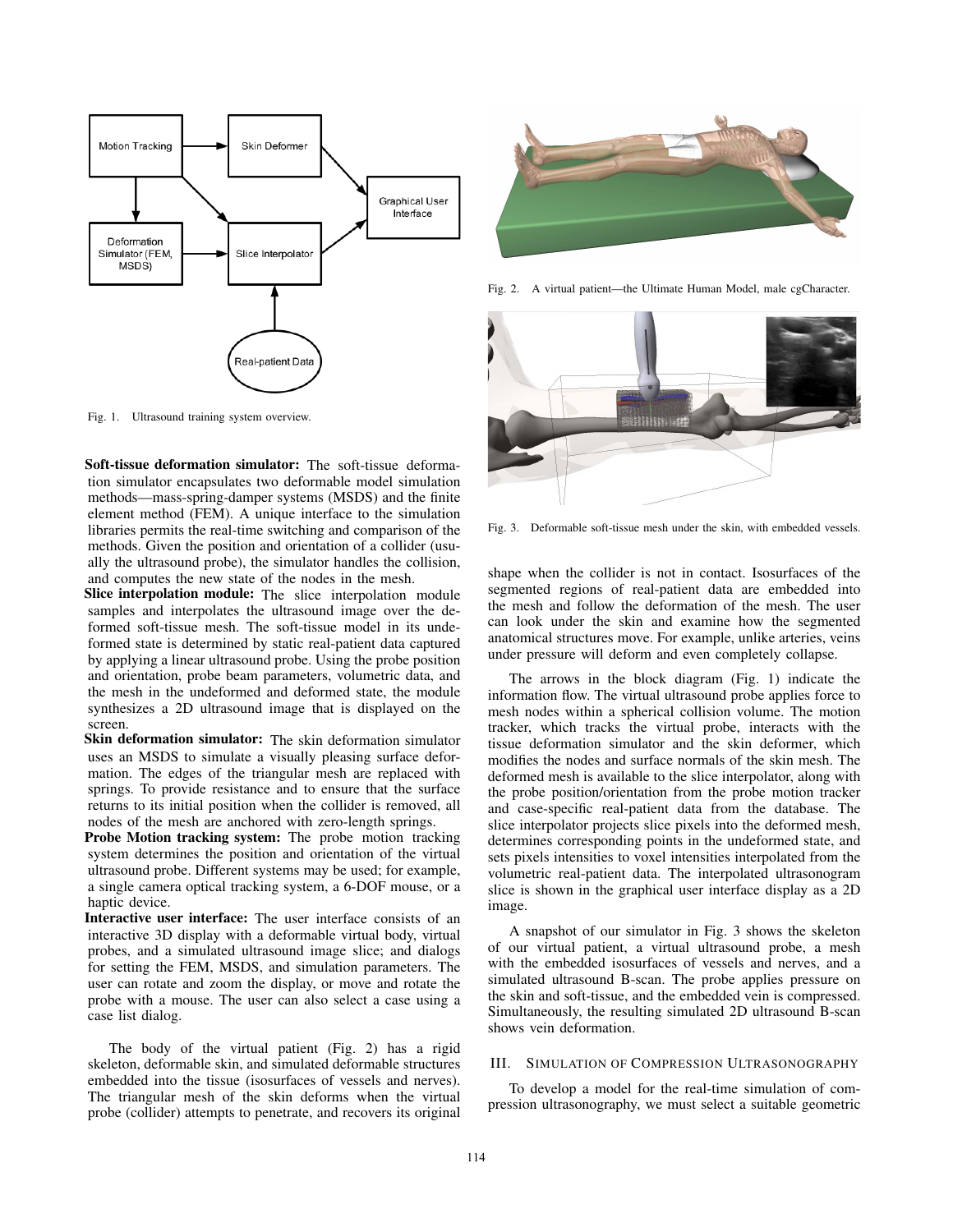Fig. 1. Ultrasound training system overview.

**Soft-tissue deformation simulator:** The soft-tissue deformation simulator encapsulates two deformable model simulation methods—mass-spring-damper systems (MSDS) and the finite element method (FEM). A unique interface to the simulation libraries permits the real-time switching and comparison of the methods. Given the position and orientation of a collider (usually the ultrasound probe), the simulator handles the collision, and computes the new state of the nodes in the mesh.

**Slice interpolation module:** The slice interpolation module samples and interpolates the ultrasound image over the deformed soft-tissue mesh. The soft-tissue model in its undeformed state is determined by static real-patient data captured by applying a linear ultrasound probe. Using the probe position and orientation, probe beam parameters, volumetric data, and the mesh in the undeformed and deformed state, the module synthesizes a 2D ultrasound image that is displayed on the screen.

**Skin deformation simulator:** The skin deformation simulator uses an MSDS to simulate a visually pleasing surface deformation. The edges of the triangular mesh are replaced with springs. To provide resistance and to ensure that the surface returns to its initial position when the collider is removed, all nodes of the mesh are anchored with zero-length springs.

**Probe Motion tracking system:** The probe motion tracking system determines the position and orientation of the virtual ultrasound probe. Different systems may be used; for example, a single camera optical tracking system, a 6-DOF mouse, or a haptic device.

**Interactive user interface:** The user interface consists of an interactive 3D display with a deformable virtual body, virtual probes, and a simulated ultrasound image slice; and dialogs for setting the FEM, MSDS, and simulation parameters. The user can rotate and zoom the display, or move and rotate the probe with a mouse. The user can also select a case using a case list dialog.

The body of the virtual patient (Fig. 2) has a rigid skeleton, deformable skin, and simulated deformable structures embedded into the tissue (isosurfaces of vessels and nerves). The triangular mesh of the skin deforms when the virtual probe (collider) attempts to penetrate, and recovers its original shape when the collider is not in contact. Isosurfaces of the segmented regions of real-patient data are embedded into the mesh and follow the deformation of the mesh. The user can look under the skin and examine how the segmented anatomical structures move. For example, unlike arteries, veins under pressure will deform and even completely collapse.

Fig. 2. A virtual patient—the Ultimate Human Model, male cgCharacter.

Fig. 3. Deformable soft-tissue mesh under the skin, with embedded vessels.

The arrows in the block diagram (Fig. 1) indicate the information flow. The virtual ultrasound probe applies force to mesh nodes within a spherical collision volume. The motion tracker, which tracks the virtual probe, interacts with the tissue deformation simulator and the skin deformer, which modifies the nodes and surface normals of the skin mesh. The deformed mesh is available to the slice interpolator, along with the probe position/orientation from the probe motion tracker and case-specific real-patient data from the database. The slice interpolator projects slice pixels into the deformed mesh, determines corresponding points in the undeformed state, and sets pixels intensities to voxel intensities interpolated from the volumetric real-patient data. The interpolated ultrasonogram slice is shown in the graphical user interface display as a 2D image.

A snapshot of our simulator in Fig. 3 shows the skeleton of our virtual patient, a virtual ultrasound probe, a mesh with the embedded isosurfaces of vessels and nerves, and a simulated ultrasound B-scan. The probe applies pressure on the skin and soft-tissue, and the embedded vein is compressed. Simultaneously, the resulting simulated 2D ultrasound B-scan shows vein deformation.

## III. Simulation of Compression Ultrasonography

To develop a model for the real-time simulation of compression ultrasonography, we must select a suitable geometric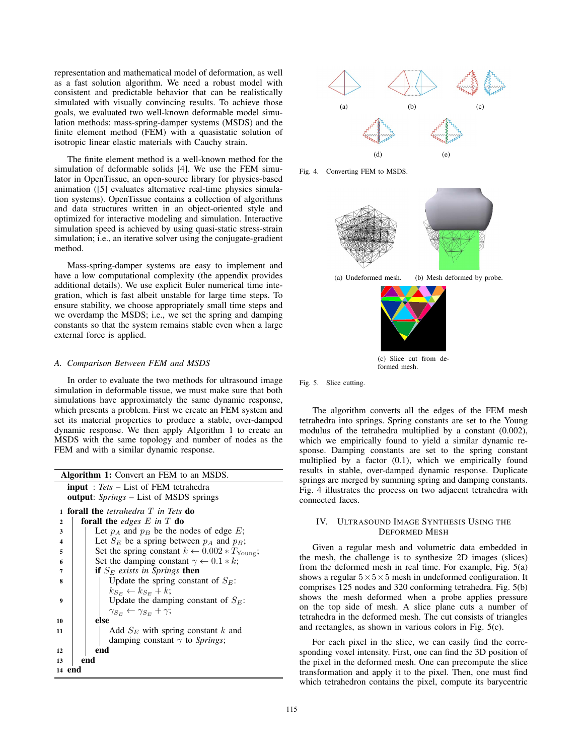representation and mathematical model of deformation, as well as a fast solution algorithm. We need a robust model with consistent and predictable behavior that can be realistically simulated with visually convincing results. To achieve those goals, we evaluated two well-known deformable model simulation methods: mass-spring-damper systems (MSDS) and the finite element method (FEM) with a quasistatic solution of isotropic linear elastic materials with Cauchy strain.

The finite element method is a well-known method for the simulation of deformable solids [4]. We use the FEM simulator in OpenTissue, an open-source library for physics-based animation ([5] evaluates alternative real-time physics simulation systems). OpenTissue contains a collection of algorithms and data structures written in an object-oriented style and optimized for interactive modeling and simulation. Interactive simulation speed is achieved by using quasi-static stress-strain simulation; i.e., an iterative solver using the conjugate-gradient method.

Mass-spring-damper systems are easy to implement and have a low computational complexity (the appendix provides additional details). We use explicit Euler numerical time integration, which is fast albeit unstable for large time steps. To ensure stability, we choose appropriately small time steps and we overdamp the MSDS; i.e., we set the spring and damping constants so that the system remains stable even when a large external force is applied.

### A. Comparison Between FEM and MSDS

In order to evaluate the two methods for ultrasound image simulation in deformable tissue, we must make sure that both simulations have approximately the same dynamic response, which presents a problem. First we create an FEM system and set its material properties to produce a stable, over-damped dynamic response. We then apply Algorithm 1 to create an MSDS with the same topology and number of nodes as the FEM and with a similar dynamic response.

**Algorithm 1:** Convert an FEM to an MSDS.

**input** : *Tets* – List of FEM tetrahedra
**output**: *Springs* – List of MSDS springs

```
1  forall the tetrahedra T in Tets do
2      forall the edges E in T do
3          Let p_A and p_B be the nodes of edge E;
4          Let S_E be a spring between p_A and p_B;
5          Set the spring constant k ← 0.002 * T_Young;
6          Set the damping constant γ ← 0.1 * k;
7          if S_E exists in Springs then
8              Update the spring constant of S_E:
               k_{S_E} ← k_{S_E} + k;
9              Update the damping constant of S_E:
               γ_{S_E} ← γ_{S_E} + γ;
10         else
11             Add S_E with spring constant k and
               damping constant γ to Springs;
12         end
13     end
14 end
```

(a) (b) (c) (d) (e)

Fig. 4. Converting FEM to MSDS.

(a) Undeformed mesh. (b) Mesh deformed by probe.

(c) Slice cut from deformed mesh.

Fig. 5. Slice cutting.

The algorithm converts all the edges of the FEM mesh tetrahedra into springs. Spring constants are set to the Young modulus of the tetrahedra multiplied by a constant (0.002), which we empirically found to yield a similar dynamic response. Damping constants are set to the spring constant multiplied by a factor (0.1), which we empirically found results in stable, over-damped dynamic response. Duplicate springs are merged by summing spring and damping constants. Fig. 4 illustrates the process on two adjacent tetrahedra with connected faces.

## IV. Ultrasound Image Synthesis Using the Deformed Mesh

Given a regular mesh and volumetric data embedded in the mesh, the challenge is to synthesize 2D images (slices) from the deformed mesh in real time. For example, Fig. 5(a) shows a regular $5 \times 5 \times 5$ mesh in undeformed configuration. It comprises 125 nodes and 320 conforming tetrahedra. Fig. 5(b) shows the mesh deformed when a probe applies pressure on the top side of mesh. A slice plane cuts a number of tetrahedra in the deformed mesh. The cut consists of triangles and rectangles, as shown in various colors in Fig. 5(c).

For each pixel in the slice, we can easily find the corresponding voxel intensity. First, one can find the 3D position of the pixel in the deformed mesh. One can precompute the slice transformation and apply it to the pixel. Then, one must find which tetrahedron contains the pixel, compute its barycentric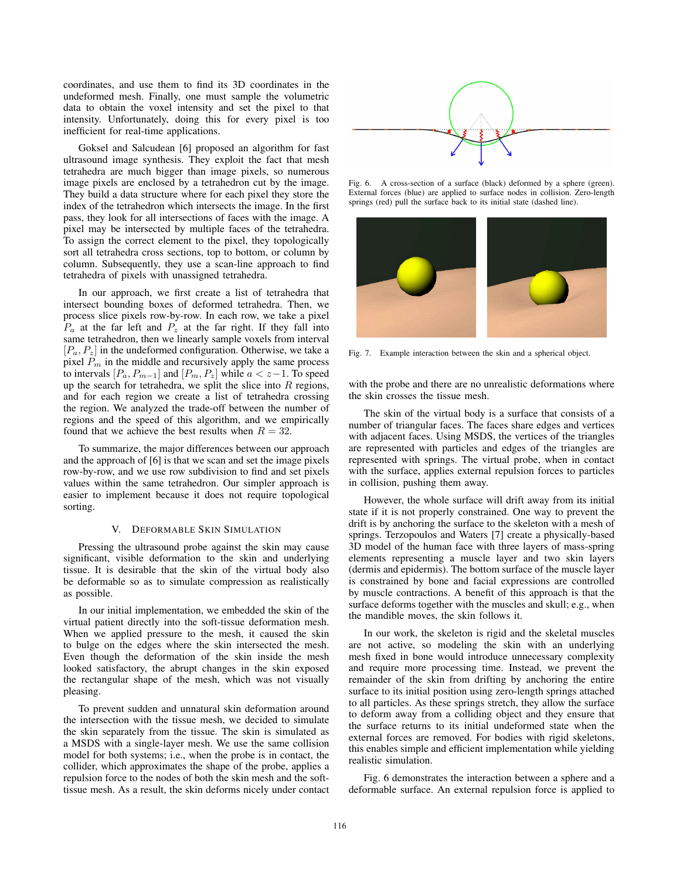coordinates, and use them to find its 3D coordinates in the undeformed mesh. Finally, one must sample the volumetric data to obtain the voxel intensity and set the pixel to that intensity. Unfortunately, doing this for every pixel is too inefficient for real-time applications.

Goksel and Salcudean [6] proposed an algorithm for fast ultrasound image synthesis. They exploit the fact that mesh tetrahedra are much bigger than image pixels, so numerous image pixels are enclosed by a tetrahedron cut by the image. They build a data structure where for each pixel they store the index of the tetrahedron which intersects the image. In the first pass, they look for all intersections of faces with the image. A pixel may be intersected by multiple faces of the tetrahedra. To assign the correct element to the pixel, they topologically sort all tetrahedra cross sections, top to bottom, or column by column. Subsequently, they use a scan-line approach to find tetrahedra of pixels with unassigned tetrahedra.

In our approach, we first create a list of tetrahedra that intersect bounding boxes of deformed tetrahedra. Then, we process slice pixels row-by-row. In each row, we take a pixel $P_a$ at the far left and $P_z$ at the far right. If they fall into same tetrahedron, then we linearly sample voxels from interval $[P_a, P_z]$ in the undeformed configuration. Otherwise, we take a pixel $P_m$ in the middle and recursively apply the same process to intervals $[P_a, P_{m-1}]$ and $[P_m, P_z]$ while $a < z-1$. To speed up the search for tetrahedra, we split the slice into $R$ regions, and for each region we create a list of tetrahedra crossing the region. We analyzed the trade-off between the number of regions and the speed of this algorithm, and we empirically found that we achieve the best results when $R = 32$.

To summarize, the major differences between our approach and the approach of [6] is that we scan and set the image pixels row-by-row, and we use row subdivision to find and set pixels values within the same tetrahedron. Our simpler approach is easier to implement because it does not require topological sorting.

## V. Deformable Skin Simulation

Pressing the ultrasound probe against the skin may cause significant, visible deformation to the skin and underlying tissue. It is desirable that the skin of the virtual body also be deformable so as to simulate compression as realistically as possible.

In our initial implementation, we embedded the skin of the virtual patient directly into the soft-tissue deformation mesh. When we applied pressure to the mesh, it caused the skin to bulge on the edges where the skin intersected the mesh. Even though the deformation of the skin inside the mesh looked satisfactory, the abrupt changes in the skin exposed the rectangular shape of the mesh, which was not visually pleasing.

To prevent sudden and unnatural skin deformation around the intersection with the tissue mesh, we decided to simulate the skin separately from the tissue. The skin is simulated as a MSDS with a single-layer mesh. We use the same collision model for both systems; i.e., when the probe is in contact, the collider, which approximates the shape of the probe, applies a repulsion force to the nodes of both the skin mesh and the soft-tissue mesh. As a result, the skin deforms nicely under contact with the probe and there are no unrealistic deformations where the skin crosses the tissue mesh.

Fig. 6. A cross-section of a surface (black) deformed by a sphere (green). External forces (blue) are applied to surface nodes in collision. Zero-length springs (red) pull the surface back to its initial state (dashed line).

Fig. 7. Example interaction between the skin and a spherical object.

The skin of the virtual body is a surface that consists of a number of triangular faces. The faces share edges and vertices with adjacent faces. Using MSDS, the vertices of the triangles are represented with particles and edges of the triangles are represented with springs. The virtual probe, when in contact with the surface, applies external repulsion forces to particles in collision, pushing them away.

However, the whole surface will drift away from its initial state if it is not properly constrained. One way to prevent the drift is by anchoring the surface to the skeleton with a mesh of springs. Terzopoulos and Waters [7] create a physically-based 3D model of the human face with three layers of mass-spring elements representing a muscle layer and two skin layers (dermis and epidermis). The bottom surface of the muscle layer is constrained by bone and facial expressions are controlled by muscle contractions. A benefit of this approach is that the surface deforms together with the muscles and skull; e.g., when the mandible moves, the skin follows it.

In our work, the skeleton is rigid and the skeletal muscles are not active, so modeling the skin with an underlying mesh fixed in bone would introduce unnecessary complexity and require more processing time. Instead, we prevent the remainder of the skin from drifting by anchoring the entire surface to its initial position using zero-length springs attached to all particles. As these springs stretch, they allow the surface to deform away from a colliding object and they ensure that the surface returns to its initial undeformed state when the external forces are removed. For bodies with rigid skeletons, this enables simple and efficient implementation while yielding realistic simulation.

Fig. 6 demonstrates the interaction between a sphere and a deformable surface. An external repulsion force is applied to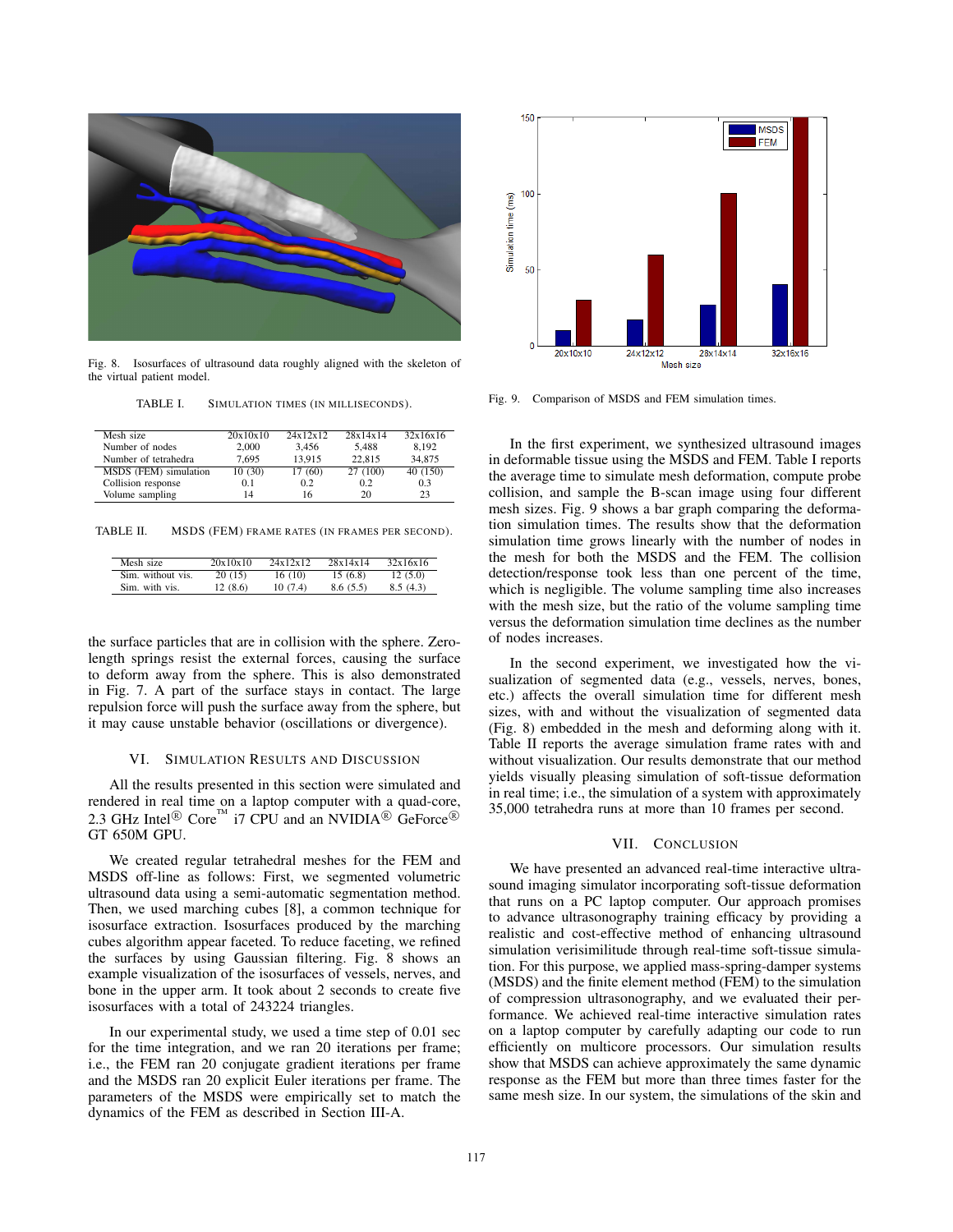Fig. 8. Isosurfaces of ultrasound data roughly aligned with the skeleton of the virtual patient model.

TABLE I. SIMULATION TIMES (IN MILLISECONDS).

| Mesh size | 20x10x10 | 24x12x12 | 28x14x14 | 32x16x16 |
|---|---|---|---|---|
| Number of nodes | 2,000 | 3,456 | 5,488 | 8,192 |
| Number of tetrahedra | 7,695 | 13,915 | 22,815 | 34,875 |
| MSDS (FEM) simulation | 10 (30) | 17 (60) | 27 (100) | 40 (150) |
| Collision response | 0.1 | 0.2 | 0.2 | 0.3 |
| Volume sampling | 14 | 16 | 20 | 23 |

TABLE II. MSDS (FEM) FRAME RATES (IN FRAMES PER SECOND).

| Mesh size | 20x10x10 | 24x12x12 | 28x14x14 | 32x16x16 |
|---|---|---|---|---|
| Sim. without vis. | 20 (15) | 16 (10) | 15 (6.8) | 12 (5.0) |
| Sim. with vis. | 12 (8.6) | 10 (7.4) | 8.6 (5.5) | 8.5 (4.3) |

150
100
50
0
Simulation time (ms)
MSDS
FEM
20x10x10
24x12x12
28x14x14
32x16x16
Mesh size

Fig. 9. Comparison of MSDS and FEM simulation times.

the surface particles that are in collision with the sphere. Zero-length springs resist the external forces, causing the surface to deform away from the sphere. This is also demonstrated in Fig. 7. A part of the surface stays in contact. The large repulsion force will push the surface away from the sphere, but it may cause unstable behavior (oscillations or divergence).

## VI. Simulation Results and Discussion

All the results presented in this section were simulated and rendered in real time on a laptop computer with a quad-core, 2.3 GHz Intel® Core™ i7 CPU and an NVIDIA® GeForce® GT 650M GPU.

We created regular tetrahedral meshes for the FEM and MSDS off-line as follows: First, we segmented volumetric ultrasound data using a semi-automatic segmentation method. Then, we used marching cubes [8], a common technique for isosurface extraction. Isosurfaces produced by the marching cubes algorithm appear faceted. To reduce faceting, we refined the surfaces by using Gaussian filtering. Fig. 8 shows an example visualization of the isosurfaces of vessels, nerves, and bone in the upper arm. It took about 2 seconds to create five isosurfaces with a total of 243224 triangles.

In our experimental study, we used a time step of 0.01 sec for the time integration, and we ran 20 iterations per frame; i.e., the FEM ran 20 conjugate gradient iterations per frame and the MSDS ran 20 explicit Euler iterations per frame. The parameters of the MSDS were empirically set to match the dynamics of the FEM as described in Section III-A.

In the first experiment, we synthesized ultrasound images in deformable tissue using the MSDS and FEM. Table I reports the average time to simulate mesh deformation, compute probe collision, and sample the B-scan image using four different mesh sizes. Fig. 9 shows a bar graph comparing the deformation simulation times. The results show that the deformation simulation time grows linearly with the number of nodes in the mesh for both the MSDS and the FEM. The collision detection/response took less than one percent of the time, which is negligible. The volume sampling time also increases with the mesh size, but the ratio of the volume sampling time versus the deformation simulation time declines as the number of nodes increases.

In the second experiment, we investigated how the visualization of segmented data (e.g., vessels, nerves, bones, etc.) affects the overall simulation time for different mesh sizes, with and without the visualization of segmented data (Fig. 8) embedded in the mesh and deforming along with it. Table II reports the average simulation frame rates with and without visualization. Our results demonstrate that our method yields visually pleasing simulation of soft-tissue deformation in real time; i.e., the simulation of a system with approximately 35,000 tetrahedra runs at more than 10 frames per second.

## VII. Conclusion

We have presented an advanced real-time interactive ultrasound imaging simulator incorporating soft-tissue deformation that runs on a PC laptop computer. Our approach promises to advance ultrasonography training efficacy by providing a realistic and cost-effective method of enhancing ultrasound simulation verisimilitude through real-time soft-tissue simulation. For this purpose, we applied mass-spring-damper systems (MSDS) and the finite element method (FEM) to the simulation of compression ultrasonography, and we evaluated their performance. We achieved real-time interactive simulation rates on a laptop computer by carefully adapting our code to run efficiently on multicore processors. Our simulation results show that MSDS can achieve approximately the same dynamic response as the FEM but more than three times faster for the same mesh size. In our system, the simulations of the skin and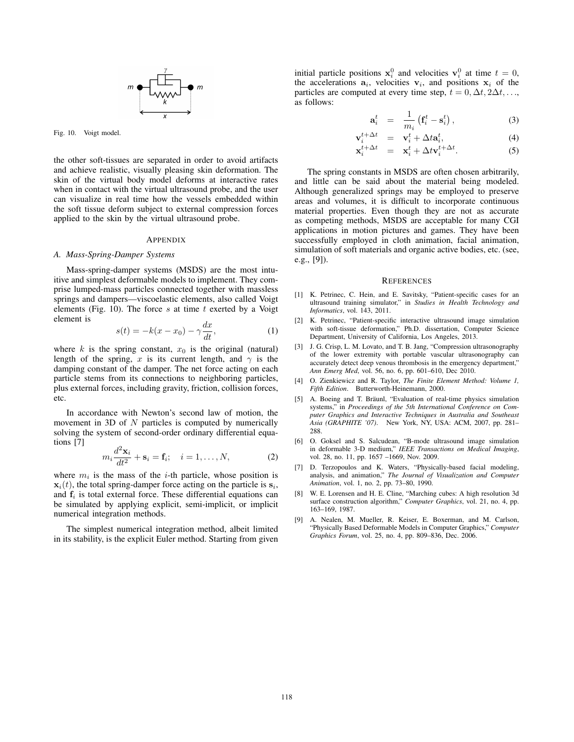m
γ
k
m
x

Fig. 10. Voigt model.

the other soft-tissues are separated in order to avoid artifacts and achieve realistic, visually pleasing skin deformation. The skin of the virtual body model deforms at interactive rates when in contact with the virtual ultrasound probe, and the user can visualize in real time how the vessels embedded within the soft tissue deform subject to external compression forces applied to the skin by the virtual ultrasound probe.

## Appendix

### A. Mass-Spring-Damper Systems

Mass-spring-damper systems (MSDS) are the most intuitive and simplest deformable models to implement. They comprise lumped-mass particles connected together with massless springs and dampers—viscoelastic elements, also called Voigt elements (Fig. 10). The force $s$ at time $t$ exerted by a Voigt element is

$$s(t) = -k(x - x_0) - \gamma \frac{dx}{dt}, \tag{1}$$

where $k$ is the spring constant, $x_0$ is the original (natural) length of the spring, $x$ is its current length, and $\gamma$ is the damping constant of the damper. The net force acting on each particle stems from its connections to neighboring particles, plus external forces, including gravity, friction, collision forces, etc.

In accordance with Newton's second law of motion, the movement in 3D of $N$ particles is computed by numerically solving the system of second-order ordinary differential equations [7]

$$m_i \frac{d^2\mathbf{x}_i}{dt^2} + \mathbf{s}_i = \mathbf{f}_i; \quad i = 1, \ldots, N, \tag{2}$$

where $m_i$ is the mass of the $i$-th particle, whose position is $\mathbf{x}_i(t)$, the total spring-damper force acting on the particle is $\mathbf{s}_i$, and $\mathbf{f}_i$ is total external force. These differential equations can be simulated by applying explicit, semi-implicit, or implicit numerical integration methods.

The simplest numerical integration method, albeit limited in its stability, is the explicit Euler method. Starting from given initial particle positions $\mathbf{x}_i^0$ and velocities $\mathbf{v}_i^0$ at time $t = 0$, the accelerations $\mathbf{a}_i$, velocities $\mathbf{v}_i$, and positions $\mathbf{x}_i$ of the particles are computed at every time step, $t = 0, \Delta t, 2\Delta t, \ldots$, as follows:

$$\mathbf{a}_i^t = \frac{1}{m_i}\left(\mathbf{f}_i^t - \mathbf{s}_i^t\right), \tag{3}$$

$$\mathbf{v}_i^{t+\Delta t} = \mathbf{v}_i^t + \Delta t \mathbf{a}_i^t, \tag{4}$$

$$\mathbf{x}_i^{t+\Delta t} = \mathbf{x}_i^t + \Delta t \mathbf{v}_i^{t+\Delta t}. \tag{5}$$

The spring constants in MSDS are often chosen arbitrarily, and little can be said about the material being modeled. Although generalized springs may be employed to preserve areas and volumes, it is difficult to incorporate continuous material properties. Even though they are not as accurate as competing methods, MSDS are acceptable for many CGI applications in motion pictures and games. They have been successfully employed in cloth animation, facial animation, simulation of soft materials and organic active bodies, etc. (see, e.g., [9]).

## References

[1] K. Petrinec, C. Hein, and E. Savitsky, "Patient-specific cases for an ultrasound training simulator," in *Studies in Health Technology and Informatics*, vol. 143, 2011.

[2] K. Petrinec, "Patient-specific interactive ultrasound image simulation with soft-tissue deformation," Ph.D. dissertation, Computer Science Department, University of California, Los Angeles, 2013.

[3] J. G. Crisp, L. M. Lovato, and T. B. Jang, "Compression ultrasonography of the lower extremity with portable vascular ultrasonography can accurately detect deep venous thrombosis in the emergency department," *Ann Emerg Med*, vol. 56, no. 6, pp. 601–610, Dec 2010.

[4] O. Zienkiewicz and R. Taylor, *The Finite Element Method: Volume 1, Fifth Edition*. Butterworth-Heinemann, 2000.

[5] A. Boeing and T. Bräunl, "Evaluation of real-time physics simulation systems," in *Proceedings of the 5th International Conference on Computer Graphics and Interactive Techniques in Australia and Southeast Asia (GRAPHITE '07)*. New York, NY, USA: ACM, 2007, pp. 281–288.

[6] O. Goksel and S. Salcudean, "B-mode ultrasound image simulation in deformable 3-D medium," *IEEE Transactions on Medical Imaging*, vol. 28, no. 11, pp. 1657 –1669, Nov. 2009.

[7] D. Terzopoulos and K. Waters, "Physically-based facial modeling, analysis, and animation," *The Journal of Visualization and Computer Animation*, vol. 1, no. 2, pp. 73–80, 1990.

[8] W. E. Lorensen and H. E. Cline, "Marching cubes: A high resolution 3d surface construction algorithm," *Computer Graphics*, vol. 21, no. 4, pp. 163–169, 1987.

[9] A. Nealen, M. Mueller, R. Keiser, E. Boxerman, and M. Carlson, "Physically Based Deformable Models in Computer Graphics," *Computer Graphics Forum*, vol. 25, no. 4, pp. 809–836, Dec. 2006.